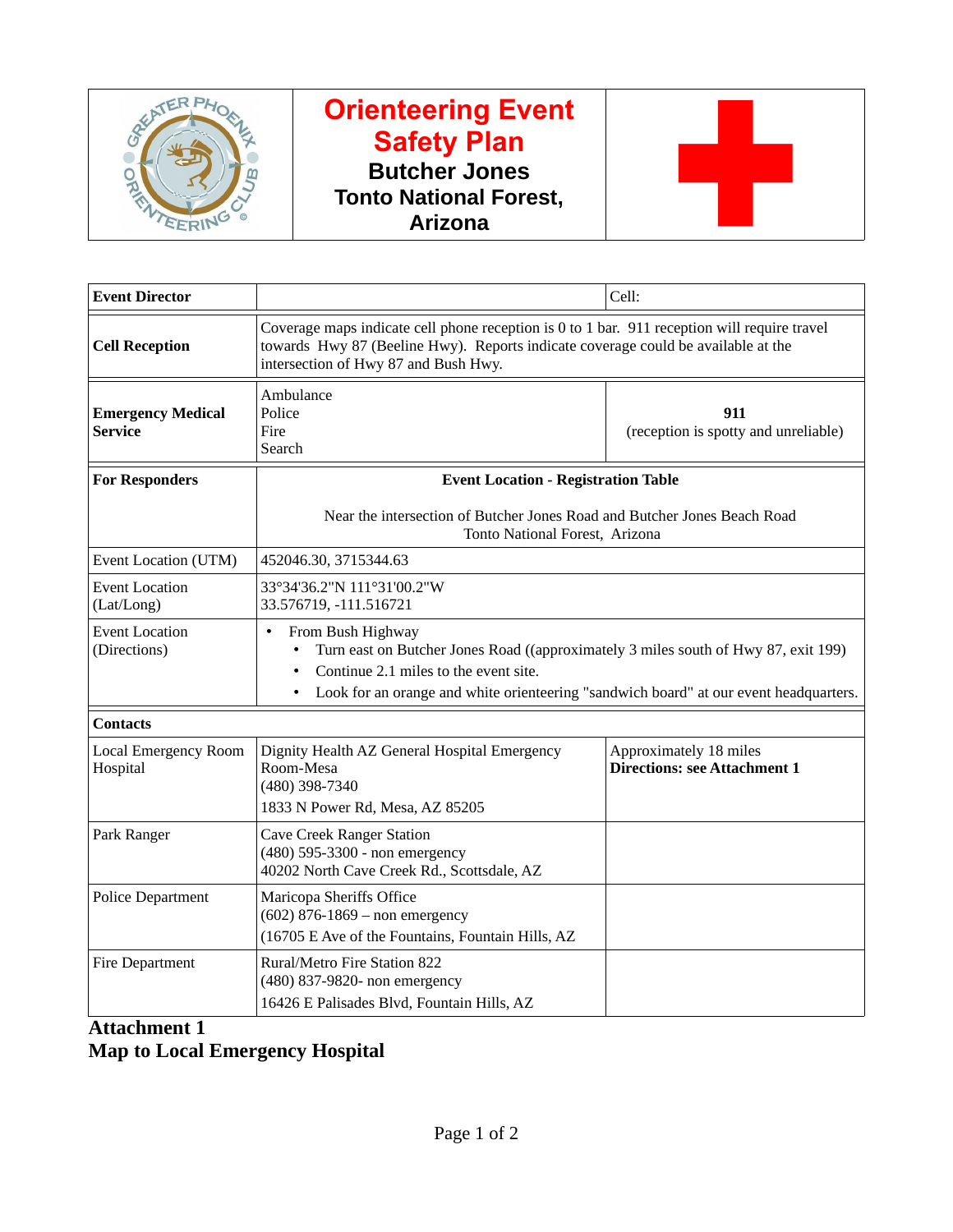# Orienteering Event Safety Plan

## Butcher Jones
## Tonto National Forest, Arizona

| Event Director | | Cell: |
|---|---|---|
| **Cell Reception** | Coverage maps indicate cell phone reception is 0 to 1 bar. 911 reception will require travel towards Hwy 87 (Beeline Hwy). Reports indicate coverage could be available at the intersection of Hwy 87 and Bush Hwy. | |
| **Emergency Medical Service** | Ambulance<br>Police<br>Fire<br>Search | **911**<br>(reception is spotty and unreliable) |
| **For Responders** | **Event Location - Registration Table**<br><br>Near the intersection of Butcher Jones Road and Butcher Jones Beach Road<br>Tonto National Forest, Arizona | |
| Event Location (UTM) | 452046.30, 3715344.63 | |
| Event Location (Lat/Long) | 33°34'36.2"N 111°31'00.2"W<br>33.576719, -111.516721 | |
| Event Location (Directions) | • From Bush Highway<br>  • Turn east on Butcher Jones Road ((approximately 3 miles south of Hwy 87, exit 199)<br>  • Continue 2.1 miles to the event site.<br>  • Look for an orange and white orienteering "sandwich board" at our event headquarters. | |
| **Contacts** | | |
| Local Emergency Room Hospital | Dignity Health AZ General Hospital Emergency Room-Mesa<br>(480) 398-7340<br>1833 N Power Rd, Mesa, AZ 85205 | Approximately 18 miles<br>**Directions: see Attachment 1** |
| Park Ranger | Cave Creek Ranger Station<br>(480) 595-3300 - non emergency<br>40202 North Cave Creek Rd., Scottsdale, AZ | |
| Police Department | Maricopa Sheriffs Office<br>(602) 876-1869 – non emergency<br>(16705 E Ave of the Fountains, Fountain Hills, AZ | |
| Fire Department | Rural/Metro Fire Station 822<br>(480) 837-9820- non emergency<br>16426 E Palisades Blvd, Fountain Hills, AZ | |

**Attachment 1**
**Map to Local Emergency Hospital**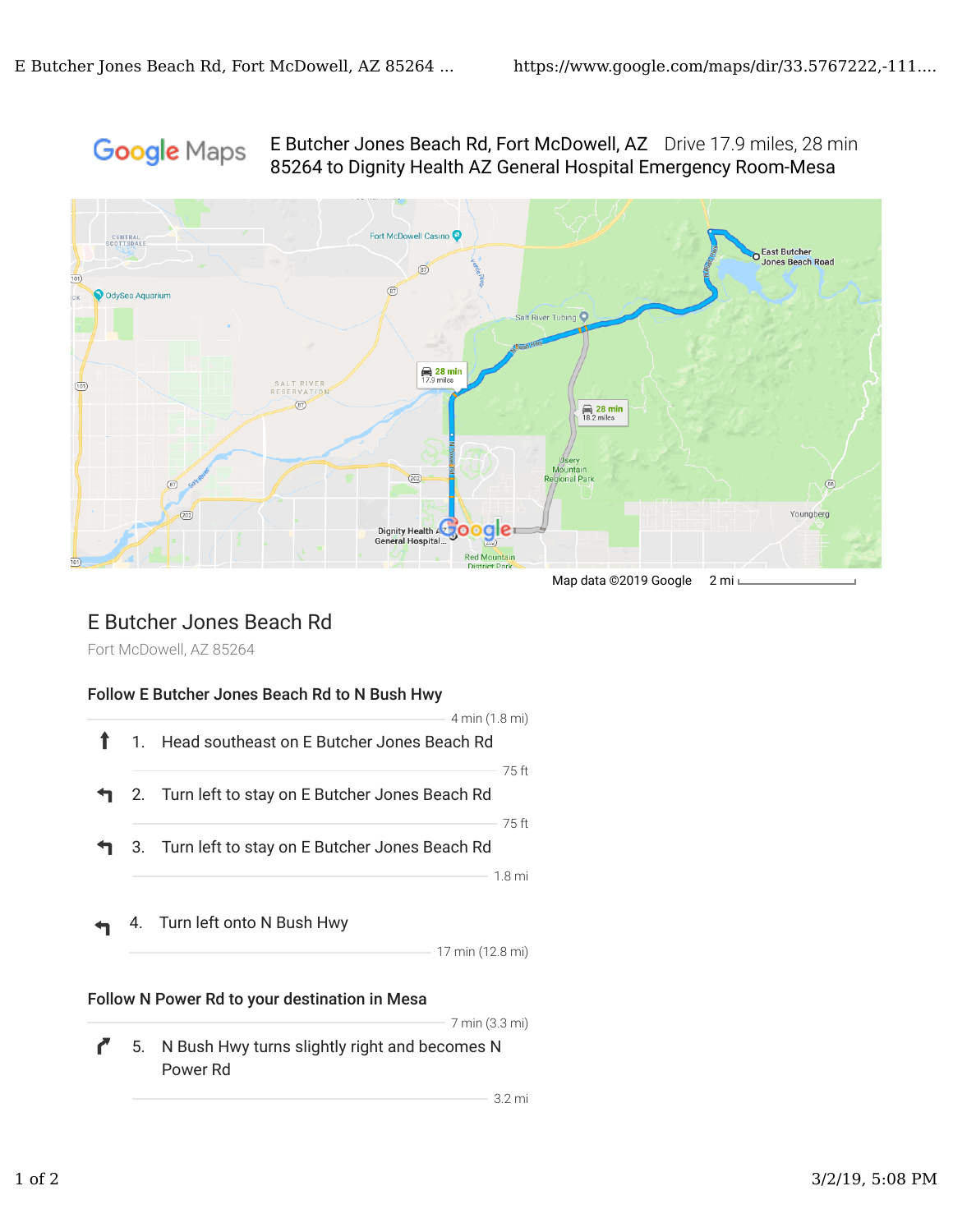Google Maps

E Butcher Jones Beach Rd, Fort McDowell, AZ 85264 to Dignity Health AZ General Hospital Emergency Room-Mesa

Drive 17.9 miles, 28 min

Map data ©2019 Google 2 mi

## E Butcher Jones Beach Rd

Fort McDowell, AZ 85264

### Follow E Butcher Jones Beach Rd to N Bush Hwy

4 min (1.8 mi)

1. Head southeast on E Butcher Jones Beach Rd

75 ft

2. Turn left to stay on E Butcher Jones Beach Rd

75 ft

3. Turn left to stay on E Butcher Jones Beach Rd

1.8 mi

4. Turn left onto N Bush Hwy

17 min (12.8 mi)

### Follow N Power Rd to your destination in Mesa

7 min (3.3 mi)

5. N Bush Hwy turns slightly right and becomes N Power Rd

3.2 mi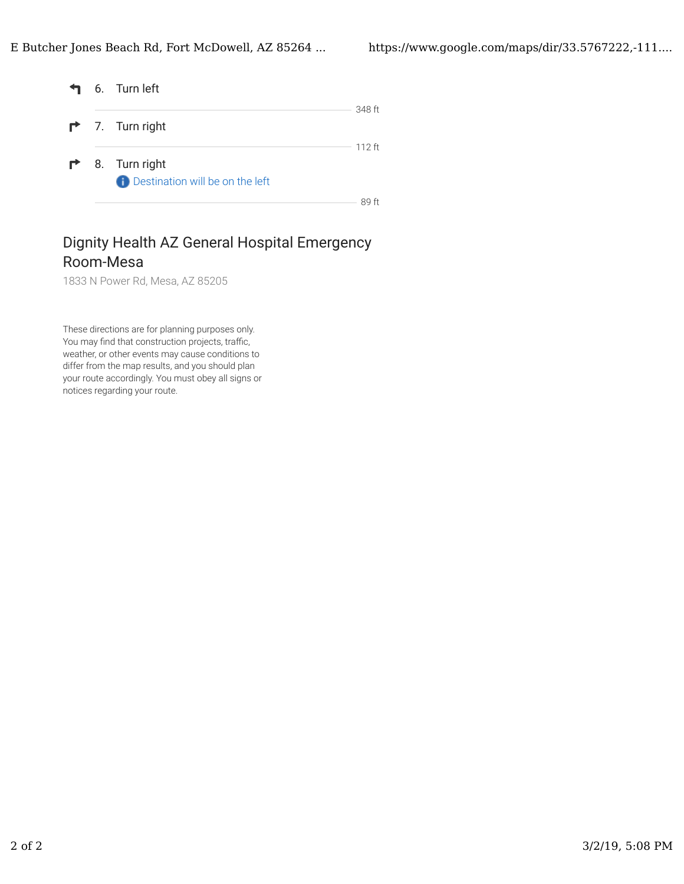6. Turn left

348 ft

7. Turn right

112 ft

8. Turn right

Destination will be on the left

89 ft

## Dignity Health AZ General Hospital Emergency Room-Mesa

1833 N Power Rd, Mesa, AZ 85205

These directions are for planning purposes only. You may find that construction projects, traffic, weather, or other events may cause conditions to differ from the map results, and you should plan your route accordingly. You must obey all signs or notices regarding your route.